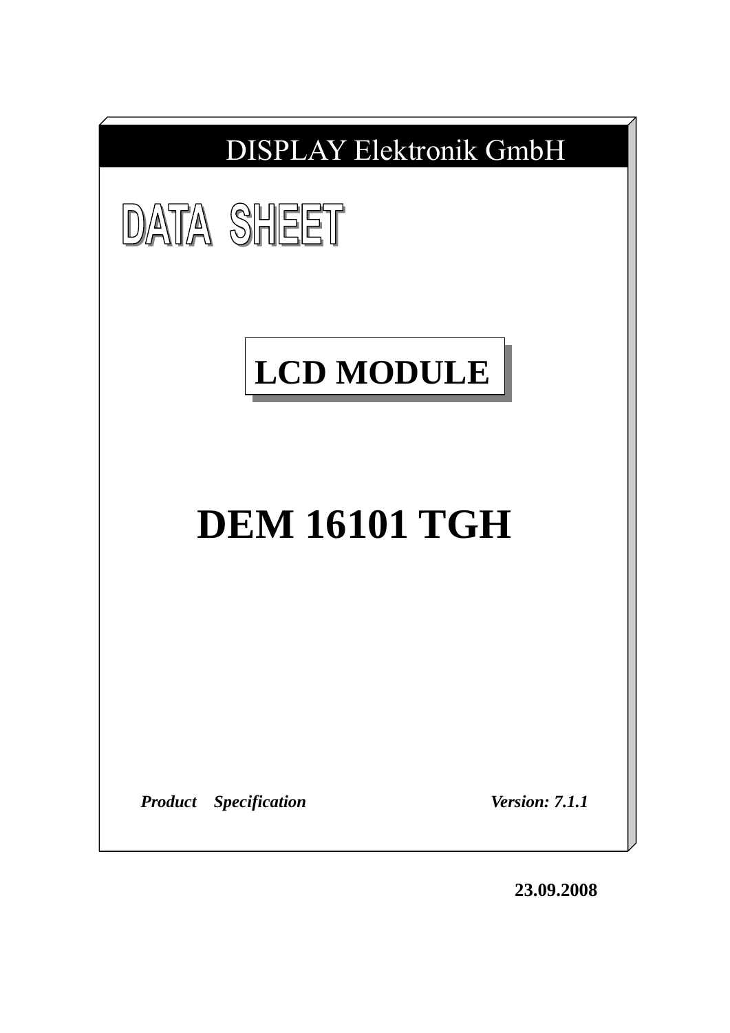DISPLAY Elektronik GmbH

# DATA SHEET

## LCD MODULE

# DEM 16101 TGH

***Product Specification*** ***Version: 7.1.1***

**23.09.2008**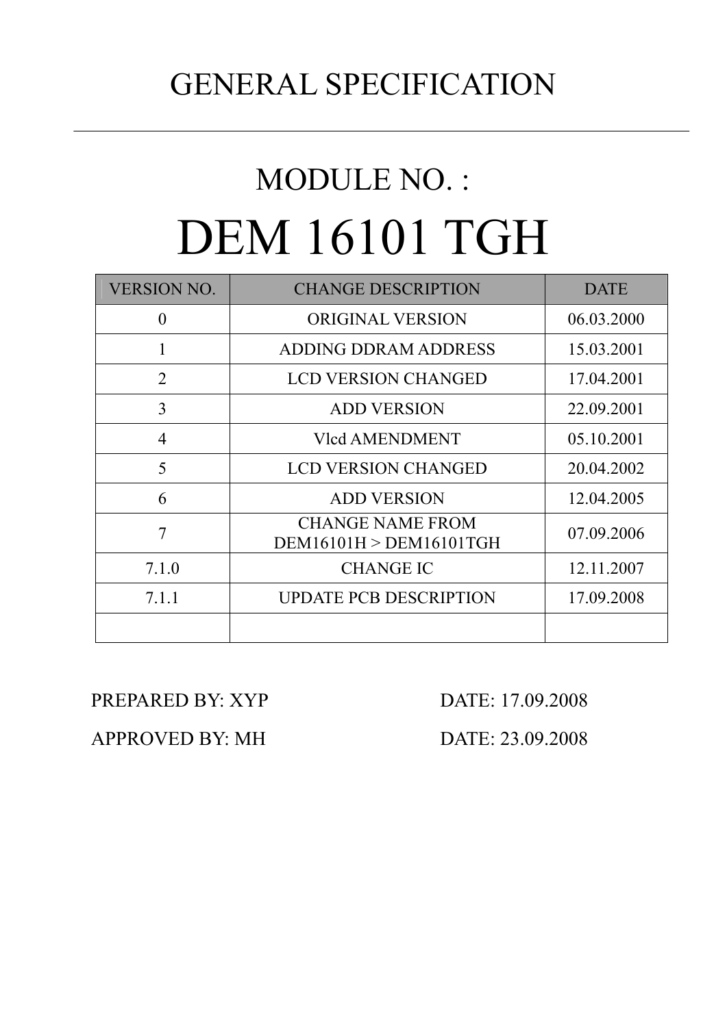# GENERAL SPECIFICATION

---

## MODULE NO. :

# DEM 16101 TGH

| VERSION NO. | CHANGE DESCRIPTION | DATE |
| --- | --- | --- |
| 0 | ORIGINAL VERSION | 06.03.2000 |
| 1 | ADDING DDRAM ADDRESS | 15.03.2001 |
| 2 | LCD VERSION CHANGED | 17.04.2001 |
| 3 | ADD VERSION | 22.09.2001 |
| 4 | Vlcd AMENDMENT | 05.10.2001 |
| 5 | LCD VERSION CHANGED | 20.04.2002 |
| 6 | ADD VERSION | 12.04.2005 |
| 7 | CHANGE NAME FROM DEM16101H > DEM16101TGH | 07.09.2006 |
| 7.1.0 | CHANGE IC | 12.11.2007 |
| 7.1.1 | UPDATE PCB DESCRIPTION | 17.09.2008 |
| | | |

PREPARED BY: XYP DATE: 17.09.2008

APPROVED BY: MH DATE: 23.09.2008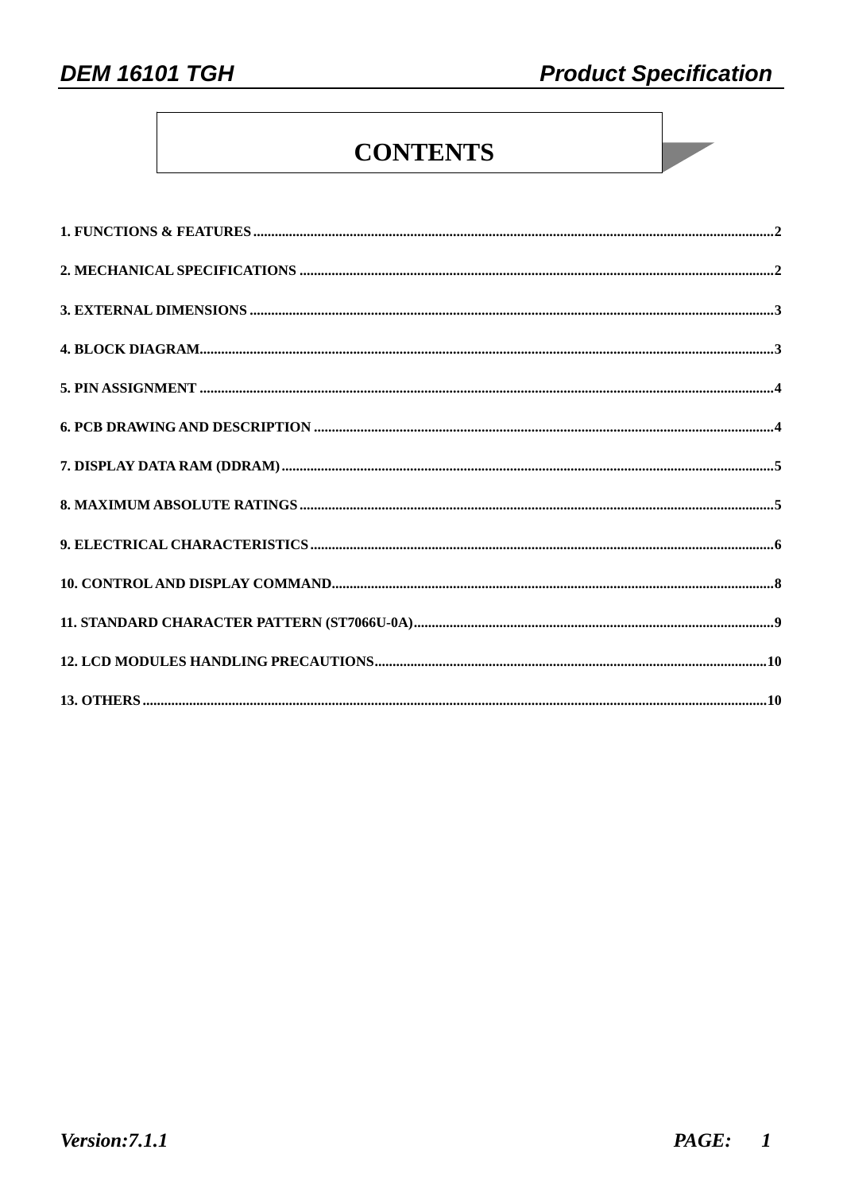# CONTENTS

1. FUNCTIONS & FEATURES ....................................................................................................................................2

2. MECHANICAL SPECIFICATIONS ........................................................................................................................2

3. EXTERNAL DIMENSIONS ....................................................................................................................................3

4. BLOCK DIAGRAM.................................................................................................................................................3

5. PIN ASSIGNMENT .................................................................................................................................................4

6. PCB DRAWING AND DESCRIPTION .................................................................................................................4

7. DISPLAY DATA RAM (DDRAM)..........................................................................................................................5

8. MAXIMUM ABSOLUTE RATINGS ......................................................................................................................5

9. ELECTRICAL CHARACTERISTICS ....................................................................................................................6

10. CONTROL AND DISPLAY COMMAND............................................................................................................8

11. STANDARD CHARACTER PATTERN (ST7066U-0A).....................................................................................9

12. LCD MODULES HANDLING PRECAUTIONS...............................................................................................10

13. OTHERS ..............................................................................................................................................................10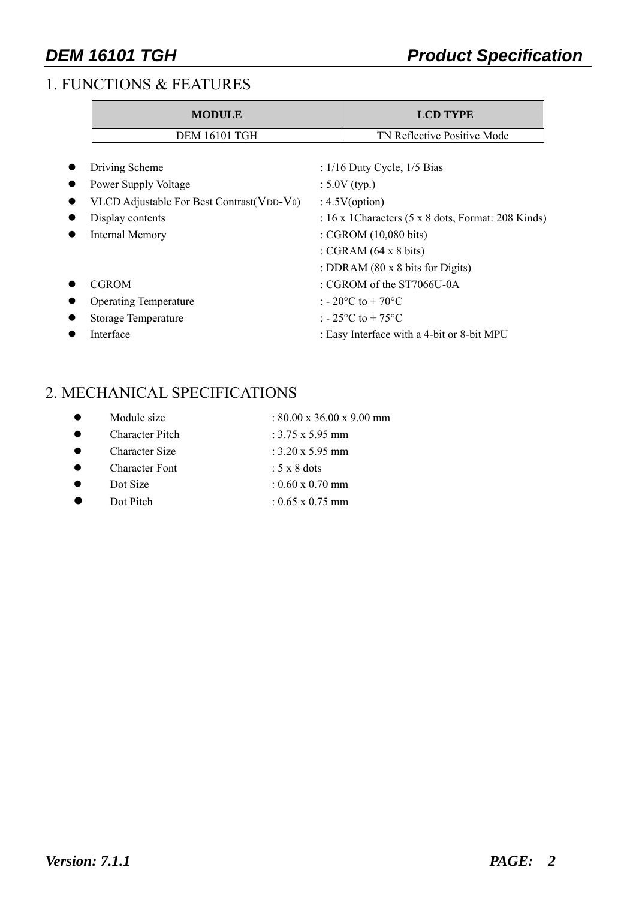# 1. FUNCTIONS & FEATURES

| MODULE | LCD TYPE |
|---|---|
| DEM 16101 TGH | TN Reflective Positive Mode |

- Driving Scheme : 1/16 Duty Cycle, 1/5 Bias
- Power Supply Voltage : 5.0V (typ.)
- VLCD Adjustable For Best Contrast($V_{DD}$-$V_0$) : 4.5V(option)
- Display contents : 16 x 1Characters (5 x 8 dots, Format: 208 Kinds)
- Internal Memory : CGROM (10,080 bits)
  : CGRAM (64 x 8 bits)
  : DDRAM (80 x 8 bits for Digits)
- CGROM : CGROM of the ST7066U-0A
- Operating Temperature : - 20°C to + 70°C
- Storage Temperature : - 25°C to + 75°C
- Interface : Easy Interface with a 4-bit or 8-bit MPU

# 2. MECHANICAL SPECIFICATIONS

- Module size : 80.00 x 36.00 x 9.00 mm
- Character Pitch : 3.75 x 5.95 mm
- Character Size : 3.20 x 5.95 mm
- Character Font : 5 x 8 dots
- Dot Size : 0.60 x 0.70 mm
- Dot Pitch : 0.65 x 0.75 mm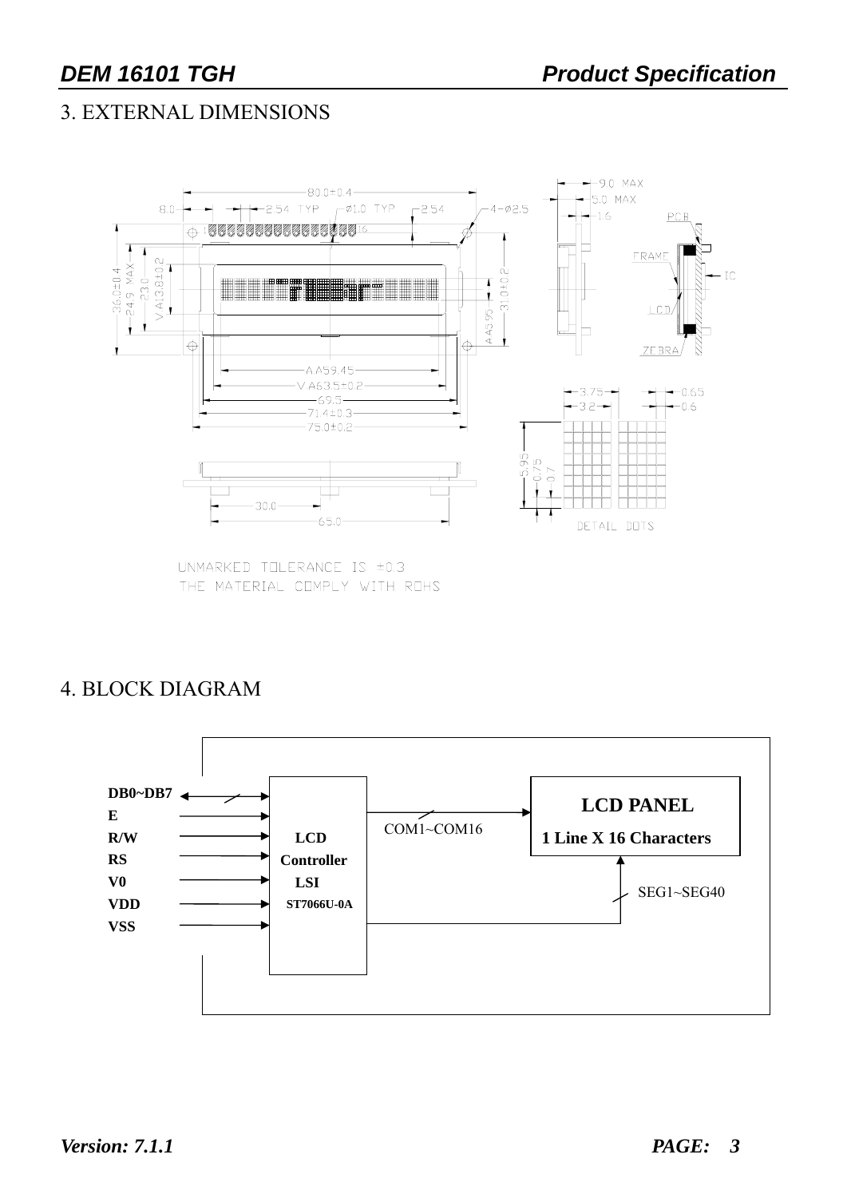## 3. EXTERNAL DIMENSIONS

UNMARKED TOLERANCE IS ±0.3

THE MATERIAL COMPLY WITH ROHS

## 4. BLOCK DIAGRAM

DB0~DB7

E

R/W

RS

V0

VDD

VSS

LCD Controller LSI ST7066U-0A

COM1~COM16

LCD PANEL

1 Line X 16 Characters

SEG1~SEG40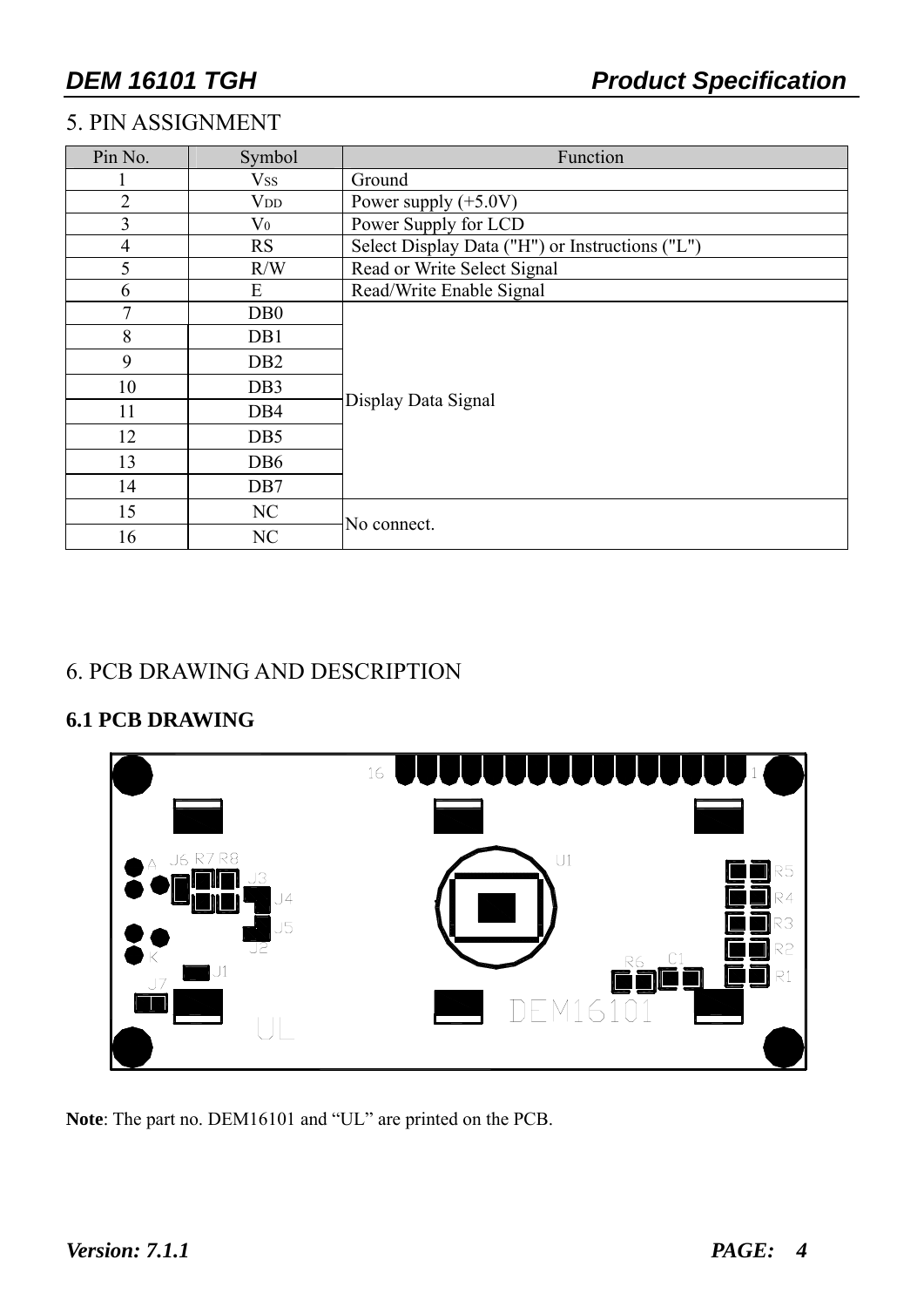## 5. PIN ASSIGNMENT

| Pin No. | Symbol | Function |
|---|---|---|
| 1 | $V_{SS}$ | Ground |
| 2 | $V_{DD}$ | Power supply (+5.0V) |
| 3 | $V_0$ | Power Supply for LCD |
| 4 | RS | Select Display Data ("H") or Instructions ("L") |
| 5 | R/W | Read or Write Select Signal |
| 6 | E | Read/Write Enable Signal |
| 7 | DB0 | Display Data Signal |
| 8 | DB1 | |
| 9 | DB2 | |
| 10 | DB3 | |
| 11 | DB4 | |
| 12 | DB5 | |
| 13 | DB6 | |
| 14 | DB7 | |
| 15 | NC | No connect. |
| 16 | NC | |

## 6. PCB DRAWING AND DESCRIPTION

### 6.1 PCB DRAWING

**Note**: The part no. DEM16101 and "UL" are printed on the PCB.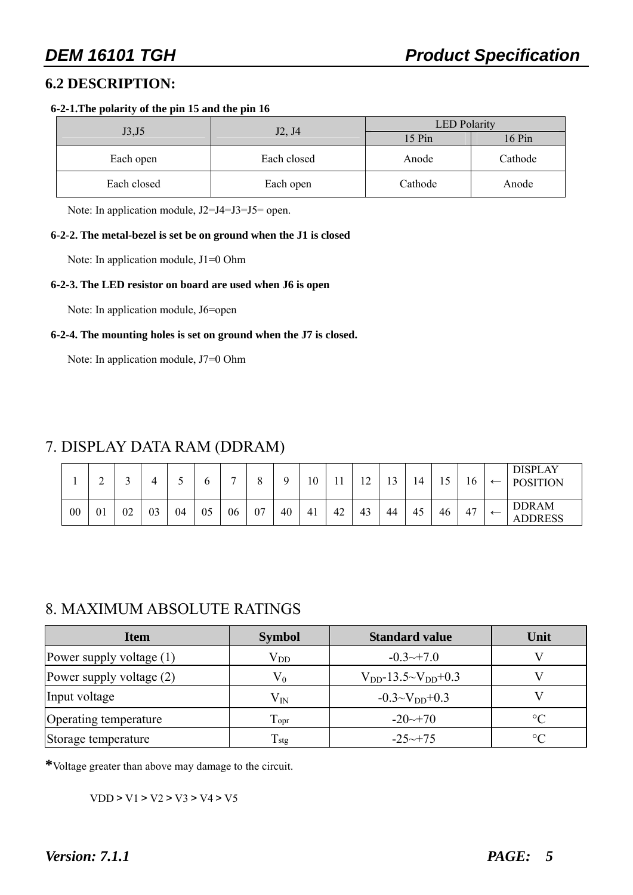## 6.2 DESCRIPTION:

### 6-2-1.The polarity of the pin 15 and the pin 16

| J3,J5 | J2, J4 | LED Polarity | |
|---|---|---|---|
| | | 15 Pin | 16 Pin |
| Each open | Each closed | Anode | Cathode |
| Each closed | Each open | Cathode | Anode |

Note: In application module, J2=J4=J3=J5= open.

### 6-2-2. The metal-bezel is set be on ground when the J1 is closed

Note: In application module, J1=0 Ohm

### 6-2-3. The LED resistor on board are used when J6 is open

Note: In application module, J6=open

### 6-2-4. The mounting holes is set on ground when the J7 is closed.

Note: In application module, J7=0 Ohm

# 7. DISPLAY DATA RAM (DDRAM)

| 1 | 2 | 3 | 4 | 5 | 6 | 7 | 8 | 9 | 10 | 11 | 12 | 13 | 14 | 15 | 16 | ← | DISPLAY POSITION |
|---|---|---|---|---|---|---|---|---|---|---|---|---|---|---|---|---|---|
| 00 | 01 | 02 | 03 | 04 | 05 | 06 | 07 | 40 | 41 | 42 | 43 | 44 | 45 | 46 | 47 | ← | DDRAM ADDRESS |

# 8. MAXIMUM ABSOLUTE RATINGS

| Item | Symbol | Standard value | Unit |
|---|---|---|---|
| Power supply voltage (1) | $V_{DD}$ | -0.3~+7.0 | V |
| Power supply voltage (2) | $V_0$ | $V_{DD}$-13.5~$V_{DD}$+0.3 | V |
| Input voltage | $V_{IN}$ | -0.3~$V_{DD}$+0.3 | V |
| Operating temperature | $T_{opr}$ | -20~+70 | °C |
| Storage temperature | $T_{stg}$ | -25~+75 | °C |

*Voltage greater than above may damage to the circuit.

VDD > V1 > V2 > V3 > V4 > V5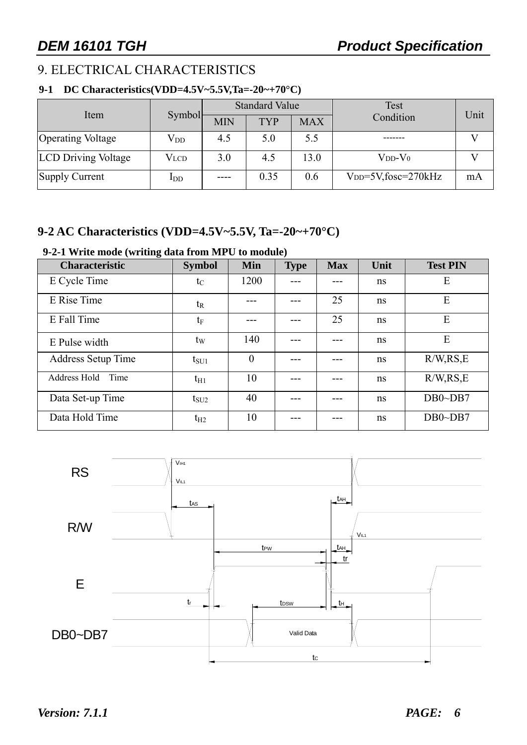# 9. ELECTRICAL CHARACTERISTICS

### 9-1 DC Characteristics(VDD=4.5V~5.5V,Ta=-20~+70°C)

| Item | Symbol | Standard Value | | | Test Condition | Unit |
|---|---|---|---|---|---|---|
| | | MIN | TYP | MAX | | |
| Operating Voltage | $V_{DD}$ | 4.5 | 5.0 | 5.5 | ------- | V |
| LCD Driving Voltage | $V_{LCD}$ | 3.0 | 4.5 | 13.0 | $V_{DD}$-$V_0$ | V |
| Supply Current | $I_{DD}$ | ---- | 0.35 | 0.6 | $V_{DD}$=5V,fosc=270kHz | mA |

## 9-2 AC Characteristics (VDD=4.5V~5.5V, Ta=-20~+70°C)

### 9-2-1 Write mode (writing data from MPU to module)

| Characteristic | Symbol | Min | Type | Max | Unit | Test PIN |
|---|---|---|---|---|---|---|
| E Cycle Time | $t_C$ | 1200 | --- | --- | ns | E |
| E Rise Time | $t_R$ | --- | --- | 25 | ns | E |
| E Fall Time | $t_F$ | --- | --- | 25 | ns | E |
| E Pulse width | $t_W$ | 140 | --- | --- | ns | E |
| Address Setup Time | $t_{SU1}$ | 0 | --- | --- | ns | R/W,RS,E |
| Address Hold Time | $t_{H1}$ | 10 | --- | --- | ns | R/W,RS,E |
| Data Set-up Time | $t_{SU2}$ | 40 | --- | --- | ns | DB0~DB7 |
| Data Hold Time | $t_{H2}$ | 10 | --- | --- | ns | DB0~DB7 |

RS, R/W, E, DB0~DB7 timing diagram ($V_{IH1}$, $V_{IL1}$, $t_{AS}$, $t_{AH}$, $t_{PW}$, $t_r$, $t_f$, $t_{DSW}$, $t_H$, Valid Data, $t_C$)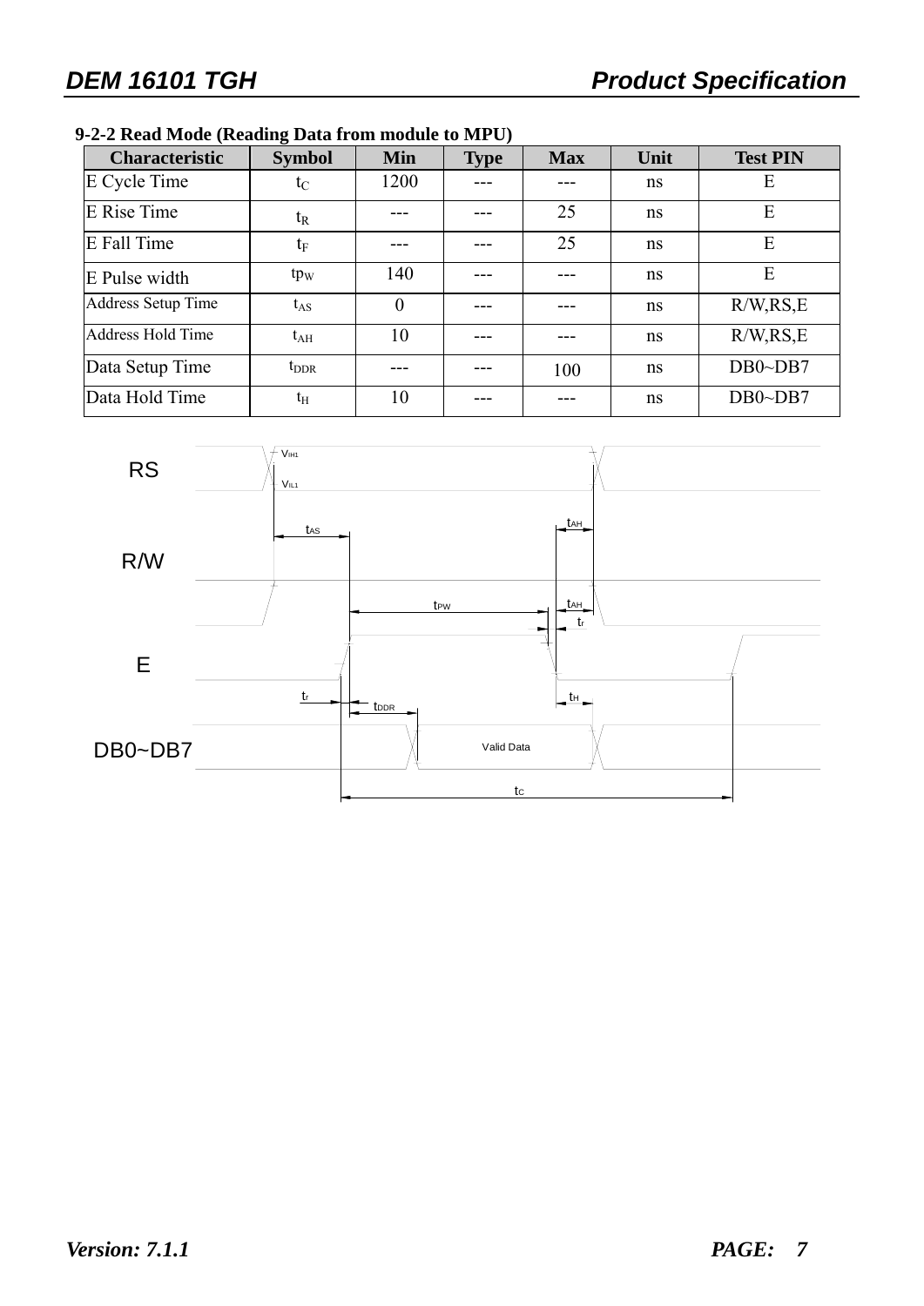### 9-2-2 Read Mode (Reading Data from module to MPU)

| Characteristic | Symbol | Min | Type | Max | Unit | Test PIN |
|---|---|---|---|---|---|---|
| E Cycle Time | $t_C$ | 1200 | --- | --- | ns | E |
| E Rise Time | $t_R$ | --- | --- | 25 | ns | E |
| E Fall Time | $t_F$ | --- | --- | 25 | ns | E |
| E Pulse width | $t_{PW}$ | 140 | --- | --- | ns | E |
| Address Setup Time | $t_{AS}$ | 0 | --- | --- | ns | R/W,RS,E |
| Address Hold Time | $t_{AH}$ | 10 | --- | --- | ns | R/W,RS,E |
| Data Setup Time | $t_{DDR}$ | --- | --- | 100 | ns | DB0~DB7 |
| Data Hold Time | $t_H$ | 10 | --- | --- | ns | DB0~DB7 |

RS

R/W

E

DB0~DB7

$V_{IH1}$ $V_{IL1}$ $t_{AS}$ $t_{AH}$ $t_{PW}$ $t_{AH}$ $t_r$ $t_r$ $t_{DDR}$ $t_H$ Valid Data $t_C$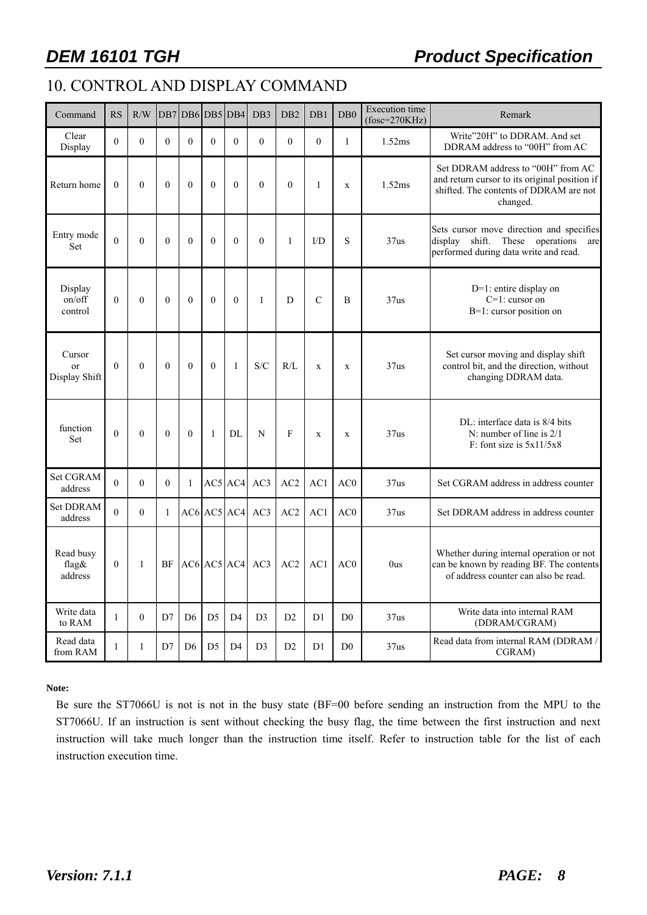# 10. CONTROL AND DISPLAY COMMAND

| Command | RS | R/W | DB7 | DB6 | DB5 | DB4 | DB3 | DB2 | DB1 | DB0 | Execution time (fosc=270KHz) | Remark |
|---|---|---|---|---|---|---|---|---|---|---|---|---|
| Clear Display | 0 | 0 | 0 | 0 | 0 | 0 | 0 | 0 | 0 | 1 | 1.52ms | Write"20H" to DDRAM. And set DDRAM address to "00H" from AC |
| Return home | 0 | 0 | 0 | 0 | 0 | 0 | 0 | 0 | 1 | x | 1.52ms | Set DDRAM address to "00H" from AC and return cursor to its original position if shifted. The contents of DDRAM are not changed. |
| Entry mode Set | 0 | 0 | 0 | 0 | 0 | 0 | 0 | 1 | I/D | S | 37us | Sets cursor move direction and specifies display shift. These operations are performed during data write and read. |
| Display on/off control | 0 | 0 | 0 | 0 | 0 | 0 | 1 | D | C | B | 37us | D=1: entire display on<br>C=1: cursor on<br>B=1: cursor position on |
| Cursor or Display Shift | 0 | 0 | 0 | 0 | 0 | 1 | S/C | R/L | x | x | 37us | Set cursor moving and display shift control bit, and the direction, without changing DDRAM data. |
| function Set | 0 | 0 | 0 | 0 | 1 | DL | N | F | x | x | 37us | DL: interface data is 8/4 bits<br>N: number of line is 2/1<br>F: font size is 5x11/5x8 |
| Set CGRAM address | 0 | 0 | 0 | 1 | AC5 | AC4 | AC3 | AC2 | AC1 | AC0 | 37us | Set CGRAM address in address counter |
| Set DDRAM address | 0 | 0 | 1 | AC6 | AC5 | AC4 | AC3 | AC2 | AC1 | AC0 | 37us | Set DDRAM address in address counter |
| Read busy flag& address | 0 | 1 | BF | AC6 | AC5 | AC4 | AC3 | AC2 | AC1 | AC0 | 0us | Whether during internal operation or not can be known by reading BF. The contents of address counter can also be read. |
| Write data to RAM | 1 | 0 | D7 | D6 | D5 | D4 | D3 | D2 | D1 | D0 | 37us | Write data into internal RAM (DDRAM/CGRAM) |
| Read data from RAM | 1 | 1 | D7 | D6 | D5 | D4 | D3 | D2 | D1 | D0 | 37us | Read data from internal RAM (DDRAM / CGRAM) |

**Note:**

Be sure the ST7066U is not is not in the busy state (BF=00 before sending an instruction from the MPU to the ST7066U. If an instruction is sent without checking the busy flag, the time between the first instruction and next instruction will take much longer than the instruction time itself. Refer to instruction table for the list of each instruction execution time.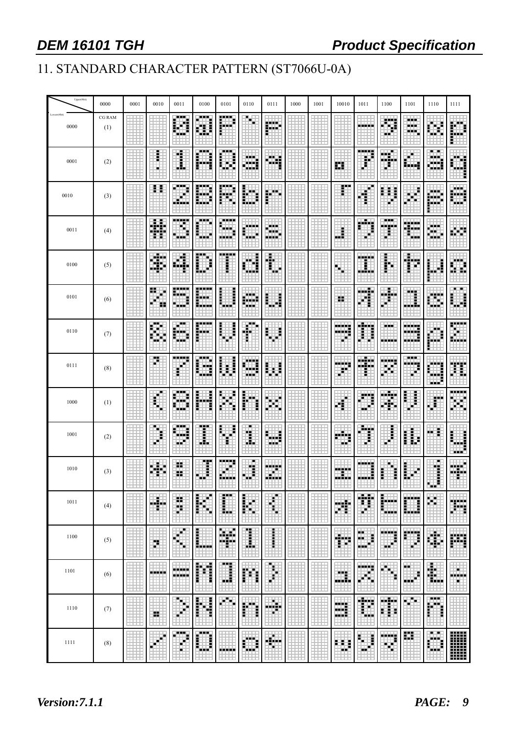# 11. STANDARD CHARACTER PATTERN (ST7066U-0A)

| Upper(4bit) / Lower(4bit) | 0000 | 0001 | 0010 | 0011 | 0100 | 0101 | 0110 | 0111 | 1000 | 1001 | 10010 | 1011 | 1100 | 1101 | 1110 | 1111 |
|---|---|---|---|---|---|---|---|---|---|---|---|---|---|---|---|---|
| 0000 | CG RAM (1) | | | 0 | @ | P | ` | p | | | | ー | タ | ミ | α | p |
| 0001 | (2) | | ! | 1 | A | Q | a | q | | | 。 | ア | チ | ム | ä | q |
| 0010 | (3) | | " | 2 | B | R | b | r | | | 「 | イ | ツ | メ | β | θ |
| 0011 | (4) | | # | 3 | C | S | c | s | | | 」 | ウ | テ | モ | ε | ∞ |
| 0100 | (5) | | $ | 4 | D | T | d | t | | | 、 | エ | ト | ヤ | μ | Ω |
| 0101 | (6) | | % | 5 | E | U | e | u | | | ・ | オ | ナ | ユ | σ | ü |
| 0110 | (7) | | & | 6 | F | V | f | v | | | ヲ | カ | ニ | ヨ | ρ | Σ |
| 0111 | (8) | | ' | 7 | G | W | g | w | | | ァ | キ | ヌ | ラ | g | π |
| 1000 | (1) | | ( | 8 | H | X | h | x | | | ィ | ク | ネ | リ | √ | x̄ |
| 1001 | (2) | | ) | 9 | I | Y | i | y | | | ゥ | ケ | ノ | ル | ⁻¹ | y |
| 1010 | (3) | | * | : | J | Z | j | z | | | ェ | コ | ハ | レ | j | 千 |
| 1011 | (4) | | + | ; | K | [ | k | { | | | ォ | サ | ヒ | ロ | ˣ | 万 |
| 1100 | (5) | | , | < | L | ¥ | l | \| | | | ャ | シ | フ | ワ | ¢ | 円 |
| 1101 | (6) | | - | = | M | ] | m | } | | | ュ | ス | ヘ | ン | Ł | ÷ |
| 1110 | (7) | | . | > | N | ^ | n | → | | | ョ | セ | ホ | ゛ | ñ | |
| 1111 | (8) | | / | ? | O | _ | o | ← | | | ッ | ソ | マ | ゜ | ö | █ |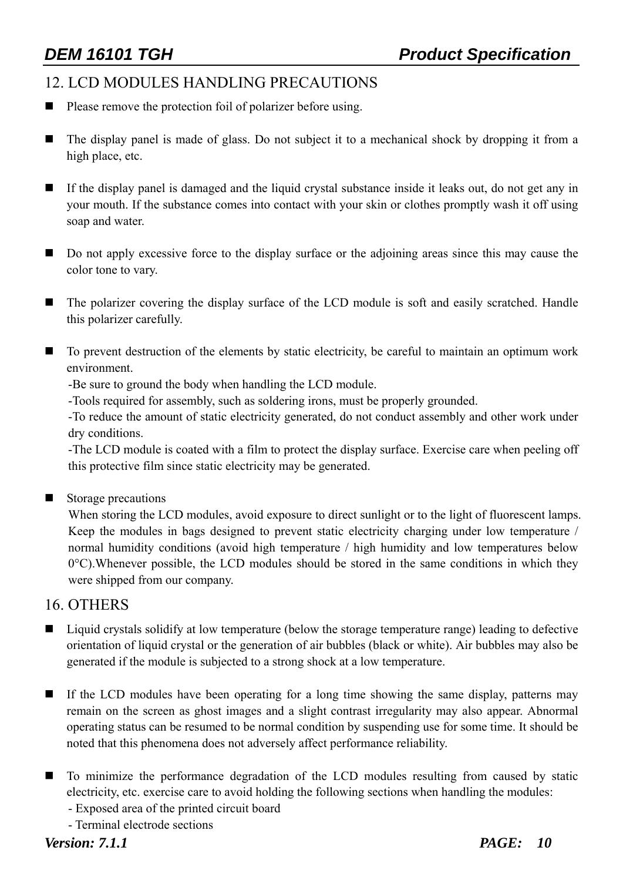## 12. LCD MODULES HANDLING PRECAUTIONS

- Please remove the protection foil of polarizer before using.

- The display panel is made of glass. Do not subject it to a mechanical shock by dropping it from a high place, etc.

- If the display panel is damaged and the liquid crystal substance inside it leaks out, do not get any in your mouth. If the substance comes into contact with your skin or clothes promptly wash it off using soap and water.

- Do not apply excessive force to the display surface or the adjoining areas since this may cause the color tone to vary.

- The polarizer covering the display surface of the LCD module is soft and easily scratched. Handle this polarizer carefully.

- To prevent destruction of the elements by static electricity, be careful to maintain an optimum work environment.
  - -Be sure to ground the body when handling the LCD module.
  - -Tools required for assembly, such as soldering irons, must be properly grounded.
  - -To reduce the amount of static electricity generated, do not conduct assembly and other work under dry conditions.
  - -The LCD module is coated with a film to protect the display surface. Exercise care when peeling off this protective film since static electricity may be generated.

- Storage precautions
  When storing the LCD modules, avoid exposure to direct sunlight or to the light of fluorescent lamps. Keep the modules in bags designed to prevent static electricity charging under low temperature / normal humidity conditions (avoid high temperature / high humidity and low temperatures below 0°C).Whenever possible, the LCD modules should be stored in the same conditions in which they were shipped from our company.

## 16. OTHERS

- Liquid crystals solidify at low temperature (below the storage temperature range) leading to defective orientation of liquid crystal or the generation of air bubbles (black or white). Air bubbles may also be generated if the module is subjected to a strong shock at a low temperature.

- If the LCD modules have been operating for a long time showing the same display, patterns may remain on the screen as ghost images and a slight contrast irregularity may also appear. Abnormal operating status can be resumed to be normal condition by suspending use for some time. It should be noted that this phenomena does not adversely affect performance reliability.

- To minimize the performance degradation of the LCD modules resulting from caused by static electricity, etc. exercise care to avoid holding the following sections when handling the modules:
  - Exposed area of the printed circuit board
  - Terminal electrode sections